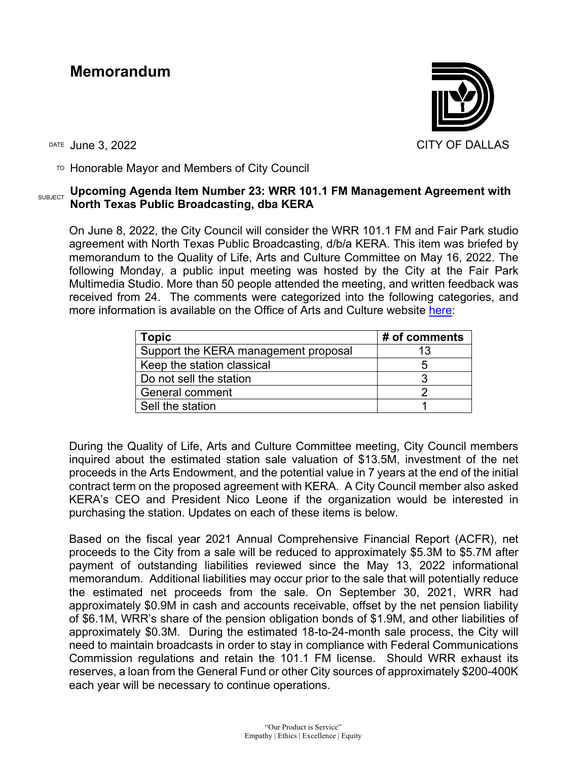# Memorandum

CITY OF DALLAS

DATE June 3, 2022

TO Honorable Mayor and Members of City Council

SUBJECT **Upcoming Agenda Item Number 23: WRR 101.1 FM Management Agreement with North Texas Public Broadcasting, dba KERA**

On June 8, 2022, the City Council will consider the WRR 101.1 FM and Fair Park studio agreement with North Texas Public Broadcasting, d/b/a KERA. This item was briefed by memorandum to the Quality of Life, Arts and Culture Committee on May 16, 2022. The following Monday, a public input meeting was hosted by the City at the Fair Park Multimedia Studio. More than 50 people attended the meeting, and written feedback was received from 24. The comments were categorized into the following categories, and more information is available on the Office of Arts and Culture website here:

| Topic | # of comments |
|---|---|
| Support the KERA management proposal | 13 |
| Keep the station classical | 5 |
| Do not sell the station | 3 |
| General comment | 2 |
| Sell the station | 1 |

During the Quality of Life, Arts and Culture Committee meeting, City Council members inquired about the estimated station sale valuation of $13.5M, investment of the net proceeds in the Arts Endowment, and the potential value in 7 years at the end of the initial contract term on the proposed agreement with KERA. A City Council member also asked KERA's CEO and President Nico Leone if the organization would be interested in purchasing the station. Updates on each of these items is below.

Based on the fiscal year 2021 Annual Comprehensive Financial Report (ACFR), net proceeds to the City from a sale will be reduced to approximately $5.3M to $5.7M after payment of outstanding liabilities reviewed since the May 13, 2022 informational memorandum. Additional liabilities may occur prior to the sale that will potentially reduce the estimated net proceeds from the sale. On September 30, 2021, WRR had approximately $0.9M in cash and accounts receivable, offset by the net pension liability of $6.1M, WRR's share of the pension obligation bonds of $1.9M, and other liabilities of approximately $0.3M. During the estimated 18-to-24-month sale process, the City will need to maintain broadcasts in order to stay in compliance with Federal Communications Commission regulations and retain the 101.1 FM license. Should WRR exhaust its reserves, a loan from the General Fund or other City sources of approximately $200-400K each year will be necessary to continue operations.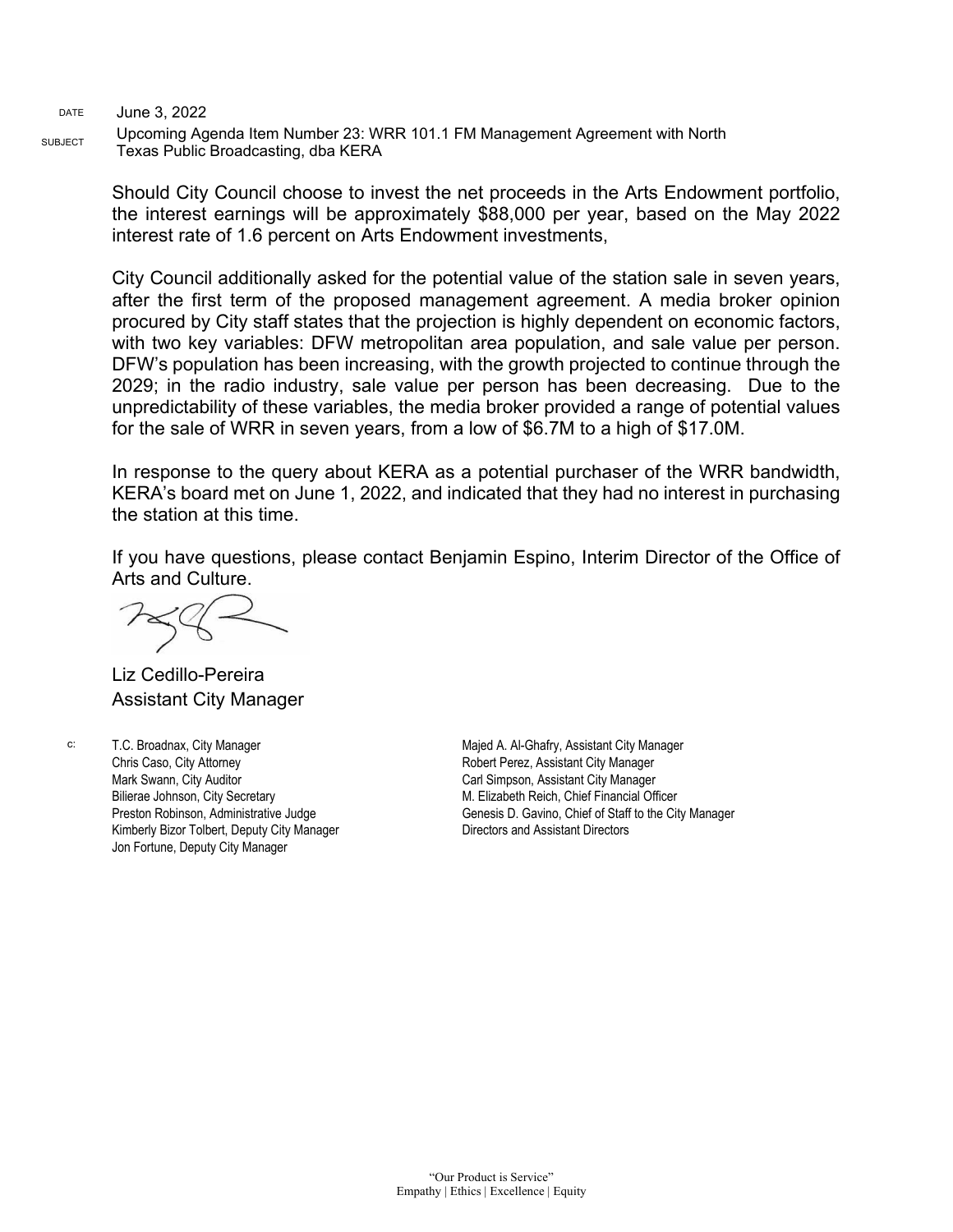DATE June 3, 2022

SUBJECT Upcoming Agenda Item Number 23: WRR 101.1 FM Management Agreement with North Texas Public Broadcasting, dba KERA

Should City Council choose to invest the net proceeds in the Arts Endowment portfolio, the interest earnings will be approximately $88,000 per year, based on the May 2022 interest rate of 1.6 percent on Arts Endowment investments,

City Council additionally asked for the potential value of the station sale in seven years, after the first term of the proposed management agreement. A media broker opinion procured by City staff states that the projection is highly dependent on economic factors, with two key variables: DFW metropolitan area population, and sale value per person. DFW's population has been increasing, with the growth projected to continue through the 2029; in the radio industry, sale value per person has been decreasing. Due to the unpredictability of these variables, the media broker provided a range of potential values for the sale of WRR in seven years, from a low of $6.7M to a high of $17.0M.

In response to the query about KERA as a potential purchaser of the WRR bandwidth, KERA's board met on June 1, 2022, and indicated that they had no interest in purchasing the station at this time.

If you have questions, please contact Benjamin Espino, Interim Director of the Office of Arts and Culture.

Liz Cedillo-Pereira
Assistant City Manager

c: T.C. Broadnax, City Manager
Chris Caso, City Attorney
Mark Swann, City Auditor
Bilierae Johnson, City Secretary
Preston Robinson, Administrative Judge
Kimberly Bizor Tolbert, Deputy City Manager
Jon Fortune, Deputy City Manager
Majed A. Al-Ghafry, Assistant City Manager
Robert Perez, Assistant City Manager
Carl Simpson, Assistant City Manager
M. Elizabeth Reich, Chief Financial Officer
Genesis D. Gavino, Chief of Staff to the City Manager
Directors and Assistant Directors

"Our Product is Service"
Empathy | Ethics | Excellence | Equity